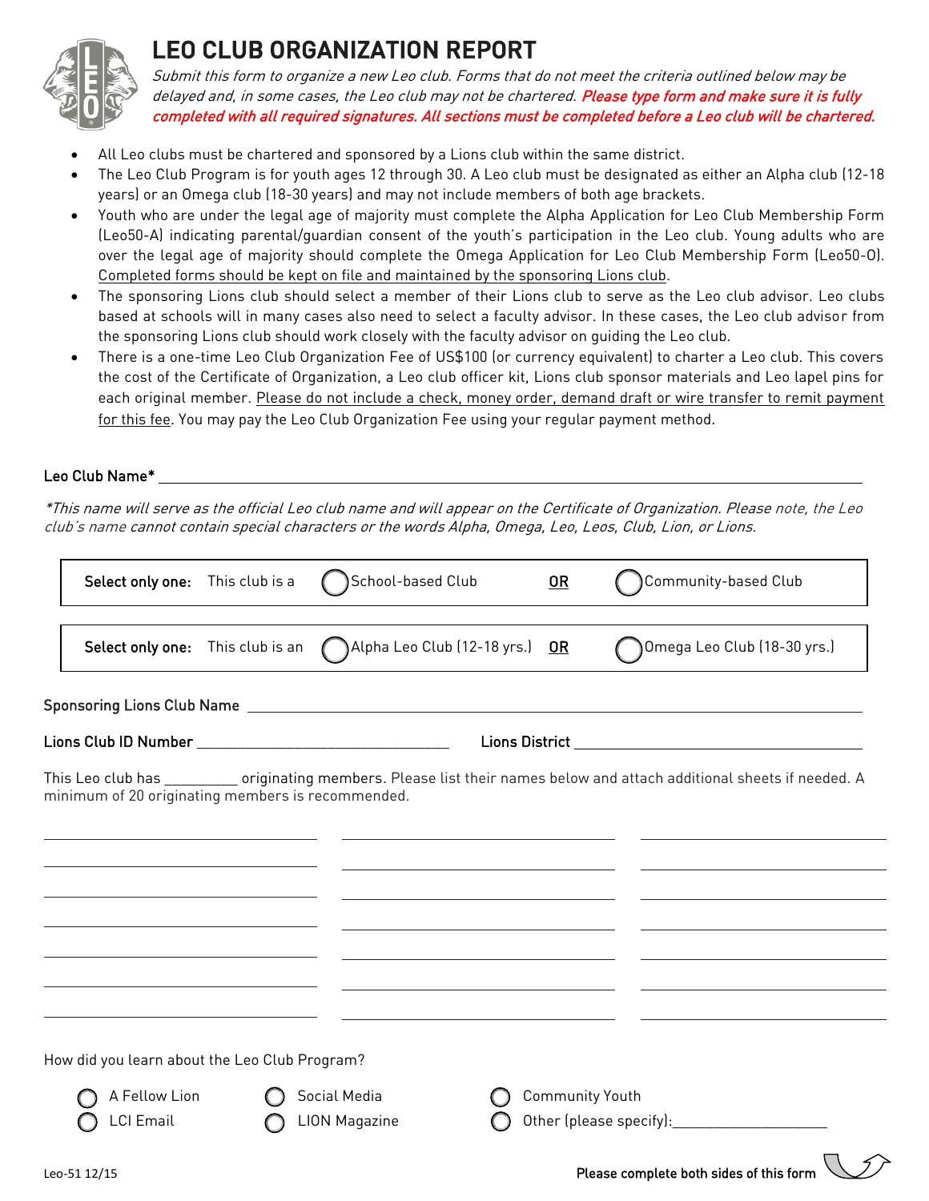# LEO CLUB ORGANIZATION REPORT

*Submit this form to organize a new Leo club. Forms that do not meet the criteria outlined below may be delayed and, in some cases, the Leo club may not be chartered.* ***Please type form and make sure it is fully completed with all required signatures. All sections must be completed before a Leo club will be chartered.***

- All Leo clubs must be chartered and sponsored by a Lions club within the same district.
- The Leo Club Program is for youth ages 12 through 30. A Leo club must be designated as either an Alpha club (12-18 years) or an Omega club (18-30 years) and may not include members of both age brackets.
- Youth who are under the legal age of majority must complete the Alpha Application for Leo Club Membership Form (Leo50-A) indicating parental/guardian consent of the youth's participation in the Leo club. Young adults who are over the legal age of majority should complete the Omega Application for Leo Club Membership Form (Leo50-O). Completed forms should be kept on file and maintained by the sponsoring Lions club.
- The sponsoring Lions club should select a member of their Lions club to serve as the Leo club advisor. Leo clubs based at schools will in many cases also need to select a faculty advisor. In these cases, the Leo club advisor from the sponsoring Lions club should work closely with the faculty advisor on guiding the Leo club.
- There is a one-time Leo Club Organization Fee of US$100 (or currency equivalent) to charter a Leo club. This covers the cost of the Certificate of Organization, a Leo club officer kit, Lions club sponsor materials and Leo lapel pins for each original member. Please do not include a check, money order, demand draft or wire transfer to remit payment for this fee. You may pay the Leo Club Organization Fee using your regular payment method.

**Leo Club Name*** ________________________________________________

*\*This name will serve as the official Leo club name and will appear on the Certificate of Organization. Please note, the Leo club's name cannot contain special characters or the words Alpha, Omega, Leo, Leos, Club, Lion, or Lions.*

| **Select only one:** This club is a | ◯ School-based Club | **OR** | ◯ Community-based Club |
|---|---|---|---|

| **Select only one:** This club is an | ◯ Alpha Leo Club (12-18 yrs.) | **OR** | ◯ Omega Leo Club (18-30 yrs.) |
|---|---|---|---|

**Sponsoring Lions Club Name** ________________________________________________

**Lions Club ID Number** ____________________ **Lions District** ____________________

This Leo club has _________ originating members. Please list their names below and attach additional sheets if needed. A minimum of 20 originating members is recommended.

| | | |
|---|---|---|
| | | |
| | | |
| | | |
| | | |
| | | |
| | | |
| | | |

How did you learn about the Leo Club Program?

◯ A Fellow Lion ◯ Social Media ◯ Community Youth
◯ LCI Email ◯ LION Magazine ◯ Other (please specify):____________________

Leo-51 12/15

**Please complete both sides of this form**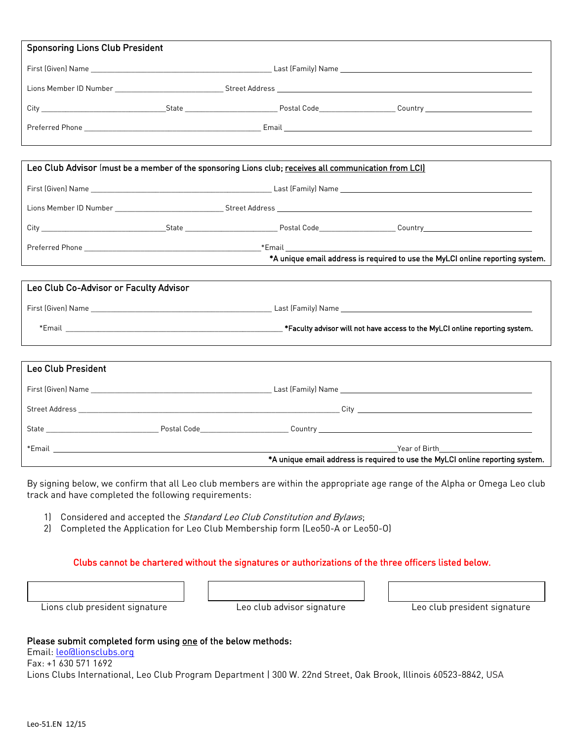## Sponsoring Lions Club President

First (Given) Name ______________________ Last (Family) Name ______________________

Lions Member ID Number ______________ Street Address ______________________

City ______________ State ______________ Postal Code ______________ Country ______________

Preferred Phone ______________________ Email ______________________

## Leo Club Advisor (must be a member of the sponsoring Lions club; receives all communication from LCI)

First (Given) Name ______________________ Last (Family) Name ______________________

Lions Member ID Number ______________ Street Address ______________________

City ______________ State ______________ Postal Code ______________ Country ______________

Preferred Phone ______________________ *Email ______________________

**\*A unique email address is required to use the MyLCI online reporting system.**

## Leo Club Co-Advisor or Faculty Advisor

First (Given) Name ______________________ Last (Family) Name ______________________

*Email ______________________ **\*Faculty advisor will not have access to the MyLCI online reporting system.**

## Leo Club President

First (Given) Name ______________________ Last (Family) Name ______________________

Street Address ______________________ City ______________________

State ______________ Postal Code ______________ Country ______________________

*Email ______________________ Year of Birth ______________

**\*A unique email address is required to use the MyLCI online reporting system.**

By signing below, we confirm that all Leo club members are within the appropriate age range of the Alpha or Omega Leo club track and have completed the following requirements:

1) Considered and accepted the *Standard Leo Club Constitution and Bylaws*;
2) Completed the Application for Leo Club Membership form (Leo50-A or Leo50-O)

**Clubs cannot be chartered without the signatures or authorizations of the three officers listed below.**

| | | |
|---|---|---|
| ______________________ | ______________________ | ______________________ |
| Lions club president signature | Leo club advisor signature | Leo club president signature |

**Please submit completed form using one of the below methods:**

Email: leo@lionsclubs.org

Fax: +1 630 571 1692

Lions Clubs International, Leo Club Program Department | 300 W. 22nd Street, Oak Brook, Illinois 60523-8842, USA

Leo-51.EN 12/15